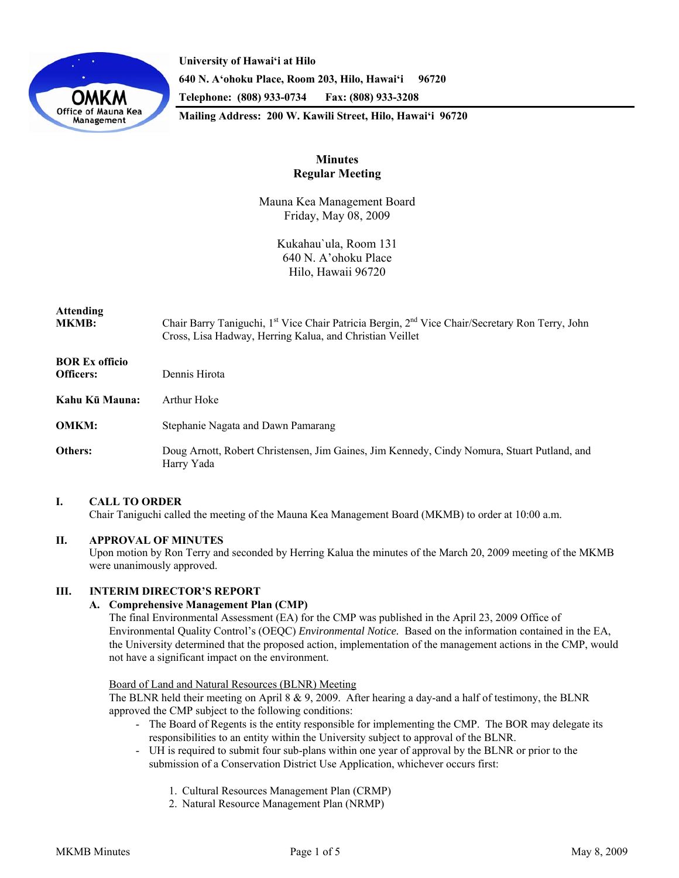**University of Hawai'i at Hilo**
**640 N. A'ohoku Place, Room 203, Hilo, Hawai'i 96720**
**Telephone: (808) 933-0734 Fax: (808) 933-3208**
**Mailing Address: 200 W. Kawili Street, Hilo, Hawai'i 96720**

# Minutes
## Regular Meeting

Mauna Kea Management Board
Friday, May 08, 2009

Kukahau`ula, Room 131
640 N. A'ohoku Place
Hilo, Hawaii 96720

**Attending MKMB:** Chair Barry Taniguchi, 1st Vice Chair Patricia Bergin, 2nd Vice Chair/Secretary Ron Terry, John Cross, Lisa Hadway, Herring Kalua, and Christian Veillet

**BOR Ex officio Officers:** Dennis Hirota

**Kahu Kū Mauna:** Arthur Hoke

**OMKM:** Stephanie Nagata and Dawn Pamarang

**Others:** Doug Arnott, Robert Christensen, Jim Gaines, Jim Kennedy, Cindy Nomura, Stuart Putland, and Harry Yada

## I. CALL TO ORDER

Chair Taniguchi called the meeting of the Mauna Kea Management Board (MKMB) to order at 10:00 a.m.

## II. APPROVAL OF MINUTES

Upon motion by Ron Terry and seconded by Herring Kalua the minutes of the March 20, 2009 meeting of the MKMB were unanimously approved.

## III. INTERIM DIRECTOR'S REPORT

### A. Comprehensive Management Plan (CMP)

The final Environmental Assessment (EA) for the CMP was published in the April 23, 2009 Office of Environmental Quality Control's (OEQC) *Environmental Notice.* Based on the information contained in the EA, the University determined that the proposed action, implementation of the management actions in the CMP, would not have a significant impact on the environment.

Board of Land and Natural Resources (BLNR) Meeting

The BLNR held their meeting on April 8 & 9, 2009. After hearing a day-and a half of testimony, the BLNR approved the CMP subject to the following conditions:

- The Board of Regents is the entity responsible for implementing the CMP. The BOR may delegate its responsibilities to an entity within the University subject to approval of the BLNR.
- UH is required to submit four sub-plans within one year of approval by the BLNR or prior to the submission of a Conservation District Use Application, whichever occurs first:

    1. Cultural Resources Management Plan (CRMP)
    2. Natural Resource Management Plan (NRMP)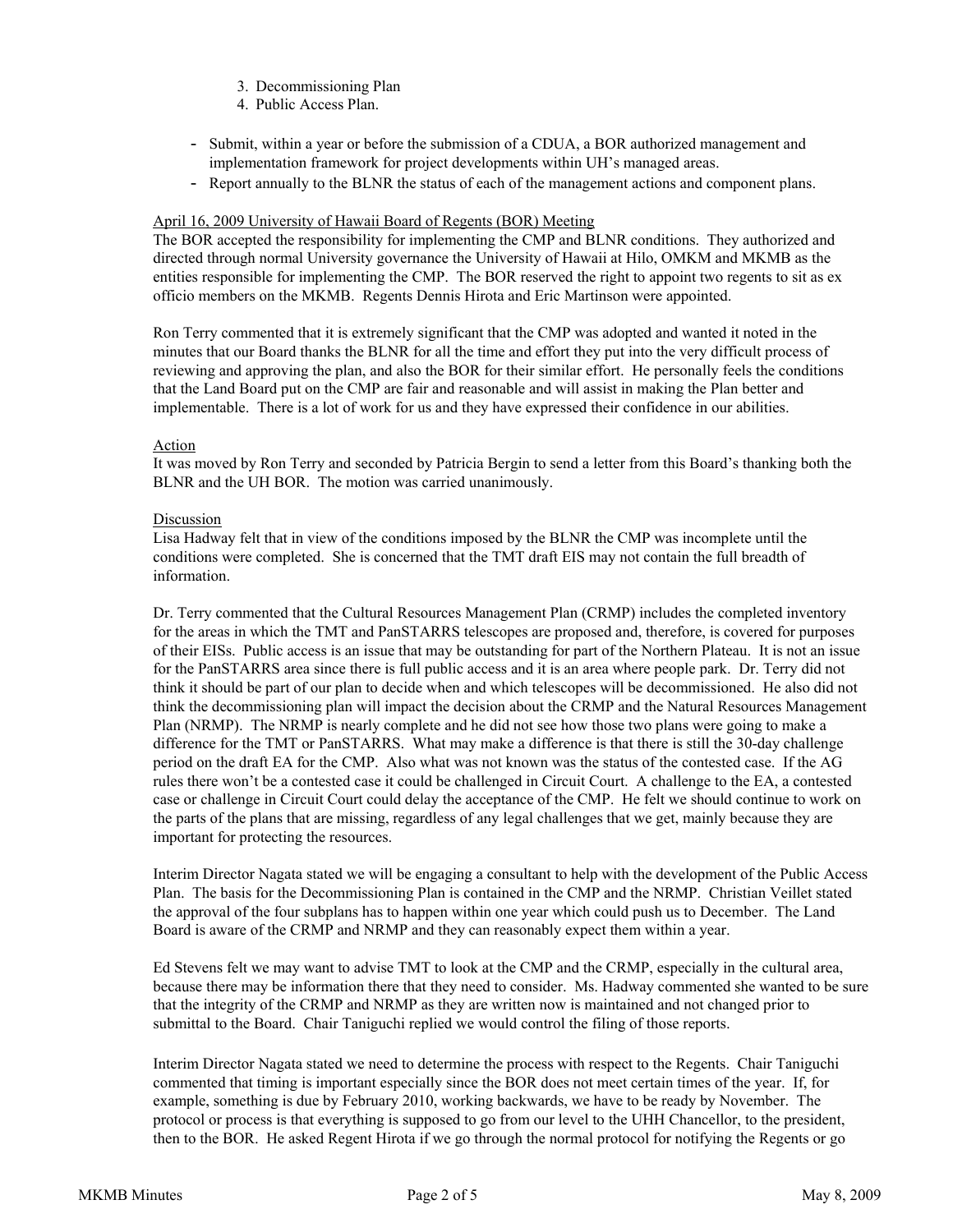3. Decommissioning Plan
4. Public Access Plan.

- Submit, within a year or before the submission of a CDUA, a BOR authorized management and implementation framework for project developments within UH's managed areas.
- Report annually to the BLNR the status of each of the management actions and component plans.

April 16, 2009 University of Hawaii Board of Regents (BOR) Meeting

The BOR accepted the responsibility for implementing the CMP and BLNR conditions. They authorized and directed through normal University governance the University of Hawaii at Hilo, OMKM and MKMB as the entities responsible for implementing the CMP. The BOR reserved the right to appoint two regents to sit as ex officio members on the MKMB. Regents Dennis Hirota and Eric Martinson were appointed.

Ron Terry commented that it is extremely significant that the CMP was adopted and wanted it noted in the minutes that our Board thanks the BLNR for all the time and effort they put into the very difficult process of reviewing and approving the plan, and also the BOR for their similar effort. He personally feels the conditions that the Land Board put on the CMP are fair and reasonable and will assist in making the Plan better and implementable. There is a lot of work for us and they have expressed their confidence in our abilities.

Action

It was moved by Ron Terry and seconded by Patricia Bergin to send a letter from this Board's thanking both the BLNR and the UH BOR. The motion was carried unanimously.

Discussion

Lisa Hadway felt that in view of the conditions imposed by the BLNR the CMP was incomplete until the conditions were completed. She is concerned that the TMT draft EIS may not contain the full breadth of information.

Dr. Terry commented that the Cultural Resources Management Plan (CRMP) includes the completed inventory for the areas in which the TMT and PanSTARRS telescopes are proposed and, therefore, is covered for purposes of their EISs. Public access is an issue that may be outstanding for part of the Northern Plateau. It is not an issue for the PanSTARRS area since there is full public access and it is an area where people park. Dr. Terry did not think it should be part of our plan to decide when and which telescopes will be decommissioned. He also did not think the decommissioning plan will impact the decision about the CRMP and the Natural Resources Management Plan (NRMP). The NRMP is nearly complete and he did not see how those two plans were going to make a difference for the TMT or PanSTARRS. What may make a difference is that there is still the 30-day challenge period on the draft EA for the CMP. Also what was not known was the status of the contested case. If the AG rules there won't be a contested case it could be challenged in Circuit Court. A challenge to the EA, a contested case or challenge in Circuit Court could delay the acceptance of the CMP. He felt we should continue to work on the parts of the plans that are missing, regardless of any legal challenges that we get, mainly because they are important for protecting the resources.

Interim Director Nagata stated we will be engaging a consultant to help with the development of the Public Access Plan. The basis for the Decommissioning Plan is contained in the CMP and the NRMP. Christian Veillet stated the approval of the four subplans has to happen within one year which could push us to December. The Land Board is aware of the CRMP and NRMP and they can reasonably expect them within a year.

Ed Stevens felt we may want to advise TMT to look at the CMP and the CRMP, especially in the cultural area, because there may be information there that they need to consider. Ms. Hadway commented she wanted to be sure that the integrity of the CRMP and NRMP as they are written now is maintained and not changed prior to submittal to the Board. Chair Taniguchi replied we would control the filing of those reports.

Interim Director Nagata stated we need to determine the process with respect to the Regents. Chair Taniguchi commented that timing is important especially since the BOR does not meet certain times of the year. If, for example, something is due by February 2010, working backwards, we have to be ready by November. The protocol or process is that everything is supposed to go from our level to the UHH Chancellor, to the president, then to the BOR. He asked Regent Hirota if we go through the normal protocol for notifying the Regents or go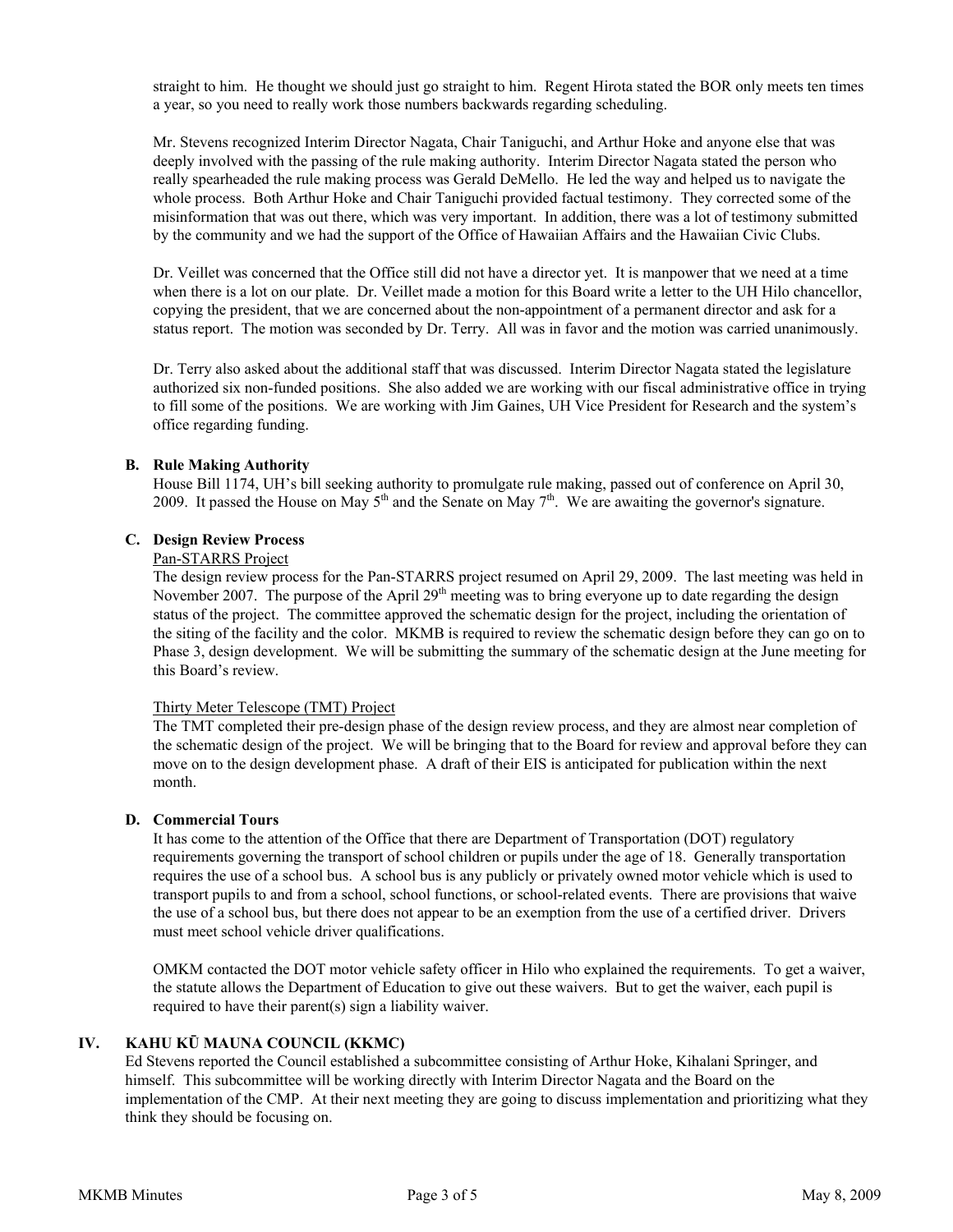straight to him. He thought we should just go straight to him. Regent Hirota stated the BOR only meets ten times a year, so you need to really work those numbers backwards regarding scheduling.

Mr. Stevens recognized Interim Director Nagata, Chair Taniguchi, and Arthur Hoke and anyone else that was deeply involved with the passing of the rule making authority. Interim Director Nagata stated the person who really spearheaded the rule making process was Gerald DeMello. He led the way and helped us to navigate the whole process. Both Arthur Hoke and Chair Taniguchi provided factual testimony. They corrected some of the misinformation that was out there, which was very important. In addition, there was a lot of testimony submitted by the community and we had the support of the Office of Hawaiian Affairs and the Hawaiian Civic Clubs.

Dr. Veillet was concerned that the Office still did not have a director yet. It is manpower that we need at a time when there is a lot on our plate. Dr. Veillet made a motion for this Board write a letter to the UH Hilo chancellor, copying the president, that we are concerned about the non-appointment of a permanent director and ask for a status report. The motion was seconded by Dr. Terry. All was in favor and the motion was carried unanimously.

Dr. Terry also asked about the additional staff that was discussed. Interim Director Nagata stated the legislature authorized six non-funded positions. She also added we are working with our fiscal administrative office in trying to fill some of the positions. We are working with Jim Gaines, UH Vice President for Research and the system's office regarding funding.

### B. Rule Making Authority

House Bill 1174, UH's bill seeking authority to promulgate rule making, passed out of conference on April 30, 2009. It passed the House on May 5th and the Senate on May 7th. We are awaiting the governor's signature.

### C. Design Review Process

Pan-STARRS Project

The design review process for the Pan-STARRS project resumed on April 29, 2009. The last meeting was held in November 2007. The purpose of the April 29th meeting was to bring everyone up to date regarding the design status of the project. The committee approved the schematic design for the project, including the orientation of the siting of the facility and the color. MKMB is required to review the schematic design before they can go on to Phase 3, design development. We will be submitting the summary of the schematic design at the June meeting for this Board's review.

Thirty Meter Telescope (TMT) Project

The TMT completed their pre-design phase of the design review process, and they are almost near completion of the schematic design of the project. We will be bringing that to the Board for review and approval before they can move on to the design development phase. A draft of their EIS is anticipated for publication within the next month.

### D. Commercial Tours

It has come to the attention of the Office that there are Department of Transportation (DOT) regulatory requirements governing the transport of school children or pupils under the age of 18. Generally transportation requires the use of a school bus. A school bus is any publicly or privately owned motor vehicle which is used to transport pupils to and from a school, school functions, or school-related events. There are provisions that waive the use of a school bus, but there does not appear to be an exemption from the use of a certified driver. Drivers must meet school vehicle driver qualifications.

OMKM contacted the DOT motor vehicle safety officer in Hilo who explained the requirements. To get a waiver, the statute allows the Department of Education to give out these waivers. But to get the waiver, each pupil is required to have their parent(s) sign a liability waiver.

## IV. KAHU KŪ MAUNA COUNCIL (KKMC)

Ed Stevens reported the Council established a subcommittee consisting of Arthur Hoke, Kihalani Springer, and himself. This subcommittee will be working directly with Interim Director Nagata and the Board on the implementation of the CMP. At their next meeting they are going to discuss implementation and prioritizing what they think they should be focusing on.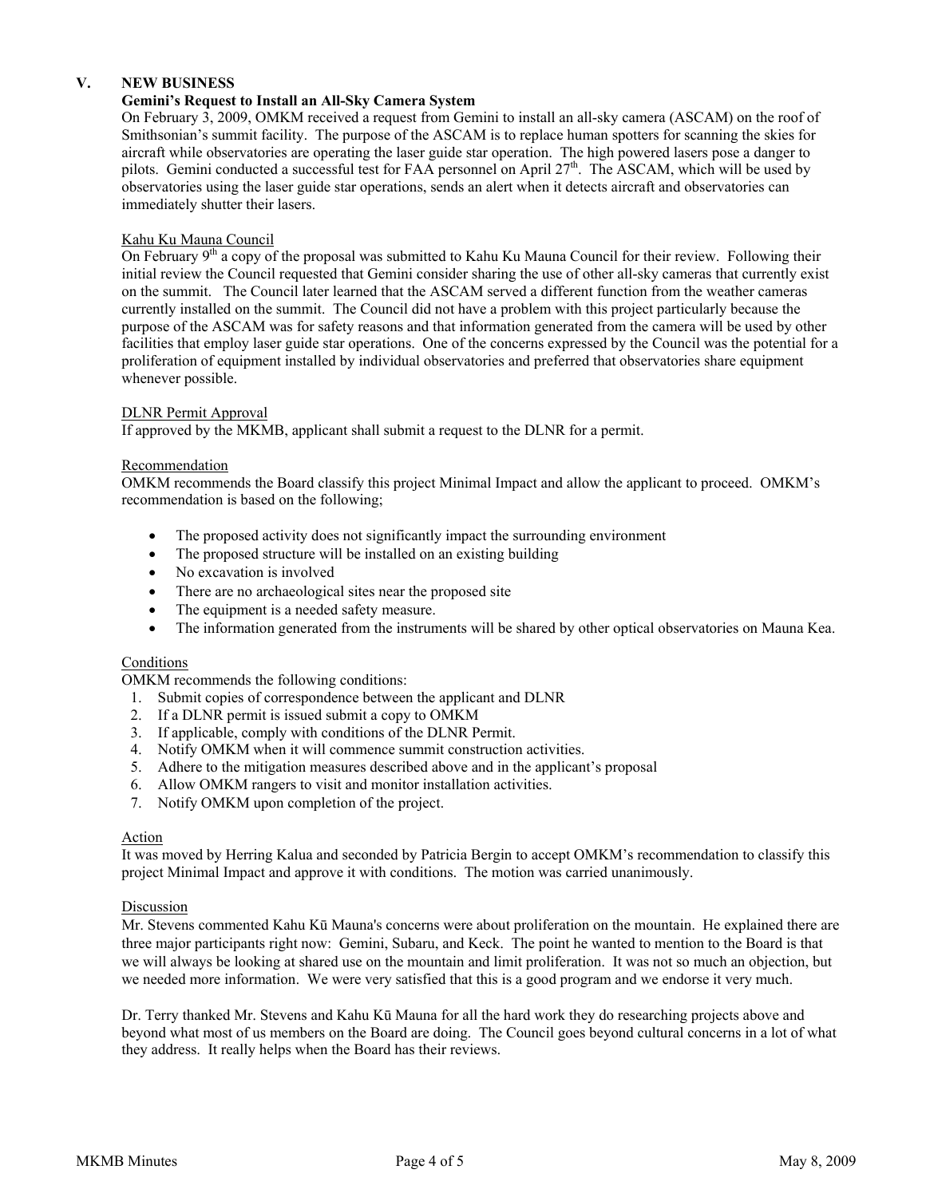## V. NEW BUSINESS

### Gemini's Request to Install an All-Sky Camera System

On February 3, 2009, OMKM received a request from Gemini to install an all-sky camera (ASCAM) on the roof of Smithsonian's summit facility. The purpose of the ASCAM is to replace human spotters for scanning the skies for aircraft while observatories are operating the laser guide star operation. The high powered lasers pose a danger to pilots. Gemini conducted a successful test for FAA personnel on April 27th. The ASCAM, which will be used by observatories using the laser guide star operations, sends an alert when it detects aircraft and observatories can immediately shutter their lasers.

Kahu Ku Mauna Council

On February 9th a copy of the proposal was submitted to Kahu Ku Mauna Council for their review. Following their initial review the Council requested that Gemini consider sharing the use of other all-sky cameras that currently exist on the summit. The Council later learned that the ASCAM served a different function from the weather cameras currently installed on the summit. The Council did not have a problem with this project particularly because the purpose of the ASCAM was for safety reasons and that information generated from the camera will be used by other facilities that employ laser guide star operations. One of the concerns expressed by the Council was the potential for a proliferation of equipment installed by individual observatories and preferred that observatories share equipment whenever possible.

DLNR Permit Approval

If approved by the MKMB, applicant shall submit a request to the DLNR for a permit.

Recommendation

OMKM recommends the Board classify this project Minimal Impact and allow the applicant to proceed. OMKM's recommendation is based on the following;

- The proposed activity does not significantly impact the surrounding environment
- The proposed structure will be installed on an existing building
- No excavation is involved
- There are no archaeological sites near the proposed site
- The equipment is a needed safety measure.
- The information generated from the instruments will be shared by other optical observatories on Mauna Kea.

Conditions

OMKM recommends the following conditions:

1. Submit copies of correspondence between the applicant and DLNR
2. If a DLNR permit is issued submit a copy to OMKM
3. If applicable, comply with conditions of the DLNR Permit.
4. Notify OMKM when it will commence summit construction activities.
5. Adhere to the mitigation measures described above and in the applicant's proposal
6. Allow OMKM rangers to visit and monitor installation activities.
7. Notify OMKM upon completion of the project.

Action

It was moved by Herring Kalua and seconded by Patricia Bergin to accept OMKM's recommendation to classify this project Minimal Impact and approve it with conditions. The motion was carried unanimously.

Discussion

Mr. Stevens commented Kahu Kū Mauna's concerns were about proliferation on the mountain. He explained there are three major participants right now: Gemini, Subaru, and Keck. The point he wanted to mention to the Board is that we will always be looking at shared use on the mountain and limit proliferation. It was not so much an objection, but we needed more information. We were very satisfied that this is a good program and we endorse it very much.

Dr. Terry thanked Mr. Stevens and Kahu Kū Mauna for all the hard work they do researching projects above and beyond what most of us members on the Board are doing. The Council goes beyond cultural concerns in a lot of what they address. It really helps when the Board has their reviews.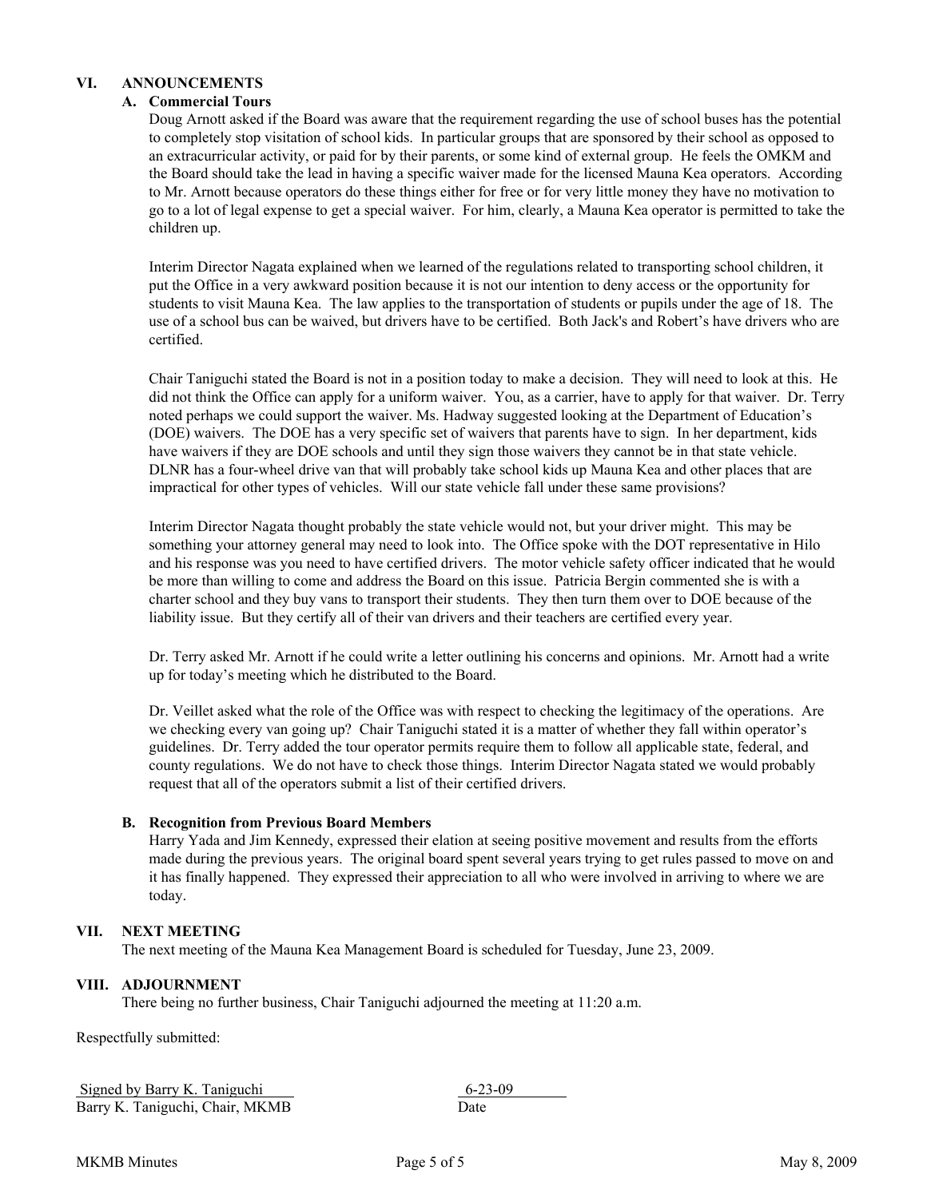## VI. ANNOUNCEMENTS

### A. Commercial Tours

Doug Arnott asked if the Board was aware that the requirement regarding the use of school buses has the potential to completely stop visitation of school kids. In particular groups that are sponsored by their school as opposed to an extracurricular activity, or paid for by their parents, or some kind of external group. He feels the OMKM and the Board should take the lead in having a specific waiver made for the licensed Mauna Kea operators. According to Mr. Arnott because operators do these things either for free or for very little money they have no motivation to go to a lot of legal expense to get a special waiver. For him, clearly, a Mauna Kea operator is permitted to take the children up.

Interim Director Nagata explained when we learned of the regulations related to transporting school children, it put the Office in a very awkward position because it is not our intention to deny access or the opportunity for students to visit Mauna Kea. The law applies to the transportation of students or pupils under the age of 18. The use of a school bus can be waived, but drivers have to be certified. Both Jack's and Robert's have drivers who are certified.

Chair Taniguchi stated the Board is not in a position today to make a decision. They will need to look at this. He did not think the Office can apply for a uniform waiver. You, as a carrier, have to apply for that waiver. Dr. Terry noted perhaps we could support the waiver. Ms. Hadway suggested looking at the Department of Education's (DOE) waivers. The DOE has a very specific set of waivers that parents have to sign. In her department, kids have waivers if they are DOE schools and until they sign those waivers they cannot be in that state vehicle. DLNR has a four-wheel drive van that will probably take school kids up Mauna Kea and other places that are impractical for other types of vehicles. Will our state vehicle fall under these same provisions?

Interim Director Nagata thought probably the state vehicle would not, but your driver might. This may be something your attorney general may need to look into. The Office spoke with the DOT representative in Hilo and his response was you need to have certified drivers. The motor vehicle safety officer indicated that he would be more than willing to come and address the Board on this issue. Patricia Bergin commented she is with a charter school and they buy vans to transport their students. They then turn them over to DOE because of the liability issue. But they certify all of their van drivers and their teachers are certified every year.

Dr. Terry asked Mr. Arnott if he could write a letter outlining his concerns and opinions. Mr. Arnott had a write up for today's meeting which he distributed to the Board.

Dr. Veillet asked what the role of the Office was with respect to checking the legitimacy of the operations. Are we checking every van going up? Chair Taniguchi stated it is a matter of whether they fall within operator's guidelines. Dr. Terry added the tour operator permits require them to follow all applicable state, federal, and county regulations. We do not have to check those things. Interim Director Nagata stated we would probably request that all of the operators submit a list of their certified drivers.

### B. Recognition from Previous Board Members

Harry Yada and Jim Kennedy, expressed their elation at seeing positive movement and results from the efforts made during the previous years. The original board spent several years trying to get rules passed to move on and it has finally happened. They expressed their appreciation to all who were involved in arriving to where we are today.

## VII. NEXT MEETING

The next meeting of the Mauna Kea Management Board is scheduled for Tuesday, June 23, 2009.

## VIII. ADJOURNMENT

There being no further business, Chair Taniguchi adjourned the meeting at 11:20 a.m.

Respectfully submitted:

Signed by Barry K. Taniguchi — 6-23-09
Barry K. Taniguchi, Chair, MKMB — Date